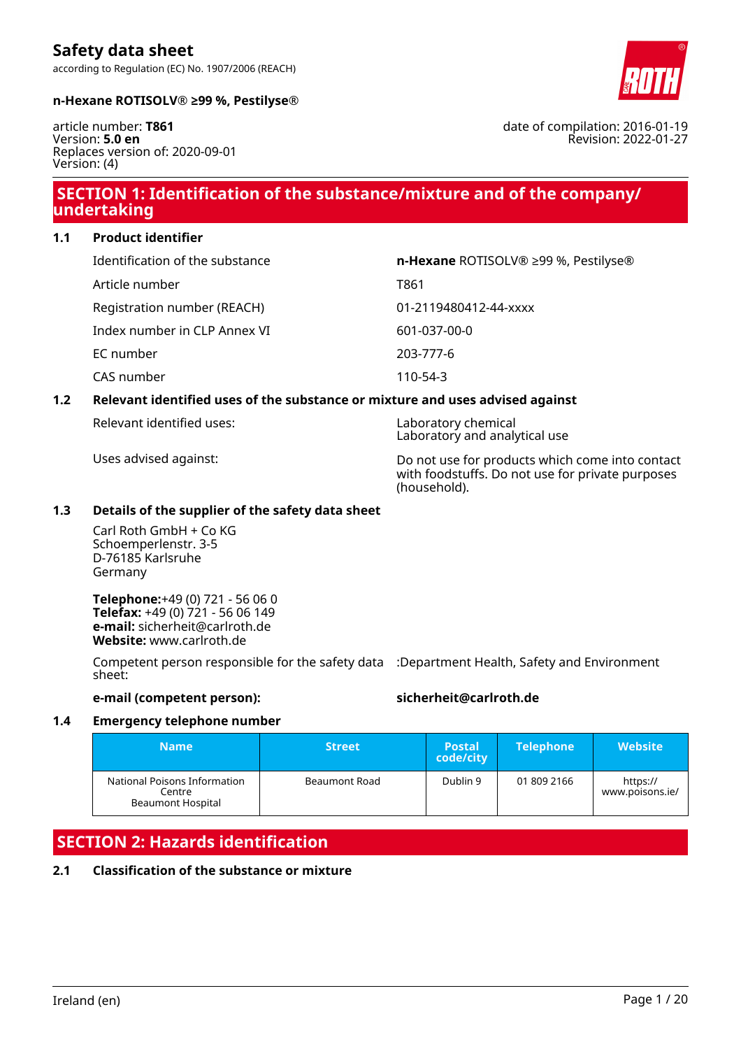# Safety data sheet

according to Regulation (EC) No. 1907/2006 (REACH)

**n-Hexane ROTISOLV® ≥99 %, Pestilyse®**

article number: **T861**
Version: **5.0 en**
Replaces version of: 2020-09-01
Version: (4)

date of compilation: 2016-01-19
Revision: 2022-01-27

## SECTION 1: Identification of the substance/mixture and of the company/undertaking

### 1.1 Product identifier

| | |
|---|---|
| Identification of the substance | **n-Hexane** ROTISOLV® ≥99 %, Pestilyse® |
| Article number | T861 |
| Registration number (REACH) | 01-2119480412-44-xxxx |
| Index number in CLP Annex VI | 601-037-00-0 |
| EC number | 203-777-6 |
| CAS number | 110-54-3 |

### 1.2 Relevant identified uses of the substance or mixture and uses advised against

| | |
|---|---|
| Relevant identified uses: | Laboratory chemical<br>Laboratory and analytical use |
| Uses advised against: | Do not use for products which come into contact with foodstuffs. Do not use for private purposes (household). |

### 1.3 Details of the supplier of the safety data sheet

Carl Roth GmbH + Co KG
Schoemperlenstr. 3-5
D-76185 Karlsruhe
Germany

**Telephone:**+49 (0) 721 - 56 06 0
**Telefax:** +49 (0) 721 - 56 06 149
**e-mail:** sicherheit@carlroth.de
**Website:** www.carlroth.de

Competent person responsible for the safety data sheet: :Department Health, Safety and Environment

**e-mail (competent person):** **sicherheit@carlroth.de**

### 1.4 Emergency telephone number

| Name | Street | Postal code/city | Telephone | Website |
|---|---|---|---|---|
| National Poisons Information Centre<br>Beaumont Hospital | Beaumont Road | Dublin 9 | 01 809 2166 | https://www.poisons.ie/ |

## SECTION 2: Hazards identification

### 2.1 Classification of the substance or mixture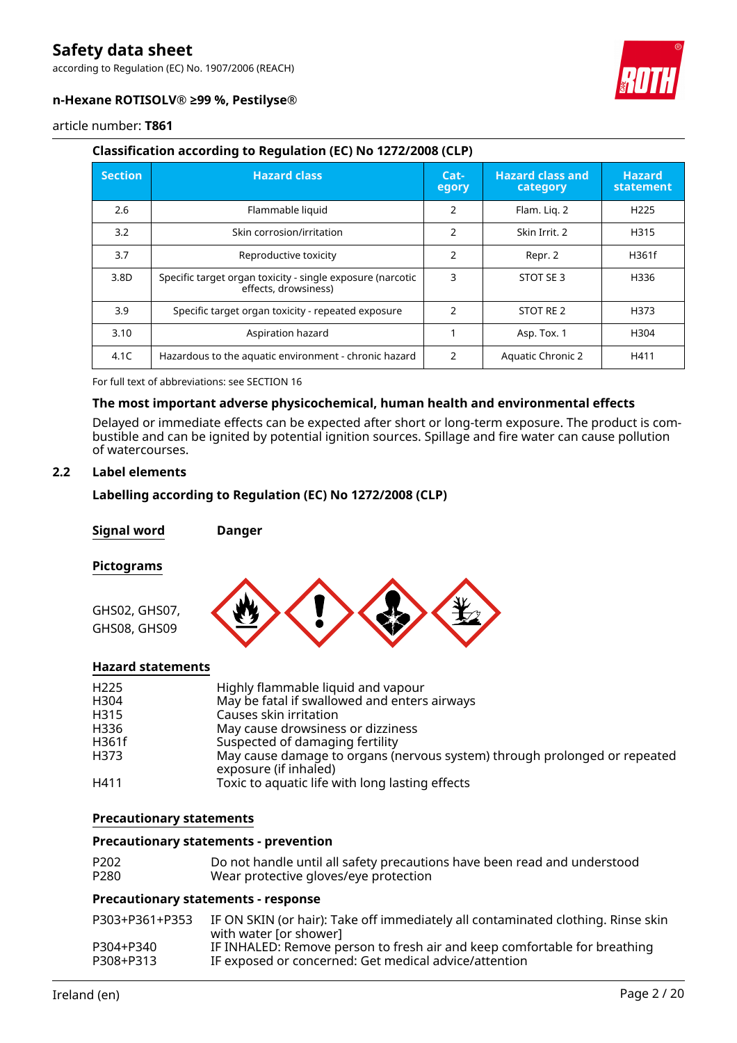### Classification according to Regulation (EC) No 1272/2008 (CLP)

| Section | Hazard class | Category | Hazard class and category | Hazard statement |
|---|---|---|---|---|
| 2.6 | Flammable liquid | 2 | Flam. Liq. 2 | H225 |
| 3.2 | Skin corrosion/irritation | 2 | Skin Irrit. 2 | H315 |
| 3.7 | Reproductive toxicity | 2 | Repr. 2 | H361f |
| 3.8D | Specific target organ toxicity - single exposure (narcotic effects, drowsiness) | 3 | STOT SE 3 | H336 |
| 3.9 | Specific target organ toxicity - repeated exposure | 2 | STOT RE 2 | H373 |
| 3.10 | Aspiration hazard | 1 | Asp. Tox. 1 | H304 |
| 4.1C | Hazardous to the aquatic environment - chronic hazard | 2 | Aquatic Chronic 2 | H411 |

For full text of abbreviations: see SECTION 16

### The most important adverse physicochemical, human health and environmental effects

Delayed or immediate effects can be expected after short or long-term exposure. The product is combustible and can be ignited by potential ignition sources. Spillage and fire water can cause pollution of watercourses.

## 2.2 Label elements

### Labelling according to Regulation (EC) No 1272/2008 (CLP)

**Signal word** **Danger**

**Pictograms**

GHS02, GHS07, GHS08, GHS09

**Hazard statements**

| | |
|---|---|
| H225 | Highly flammable liquid and vapour |
| H304 | May be fatal if swallowed and enters airways |
| H315 | Causes skin irritation |
| H336 | May cause drowsiness or dizziness |
| H361f | Suspected of damaging fertility |
| H373 | May cause damage to organs (nervous system) through prolonged or repeated exposure (if inhaled) |
| H411 | Toxic to aquatic life with long lasting effects |

**Precautionary statements**

**Precautionary statements - prevention**

| | |
|---|---|
| P202 | Do not handle until all safety precautions have been read and understood |
| P280 | Wear protective gloves/eye protection |

**Precautionary statements - response**

| | |
|---|---|
| P303+P361+P353 | IF ON SKIN (or hair): Take off immediately all contaminated clothing. Rinse skin with water [or shower] |
| P304+P340 | IF INHALED: Remove person to fresh air and keep comfortable for breathing |
| P308+P313 | IF exposed or concerned: Get medical advice/attention |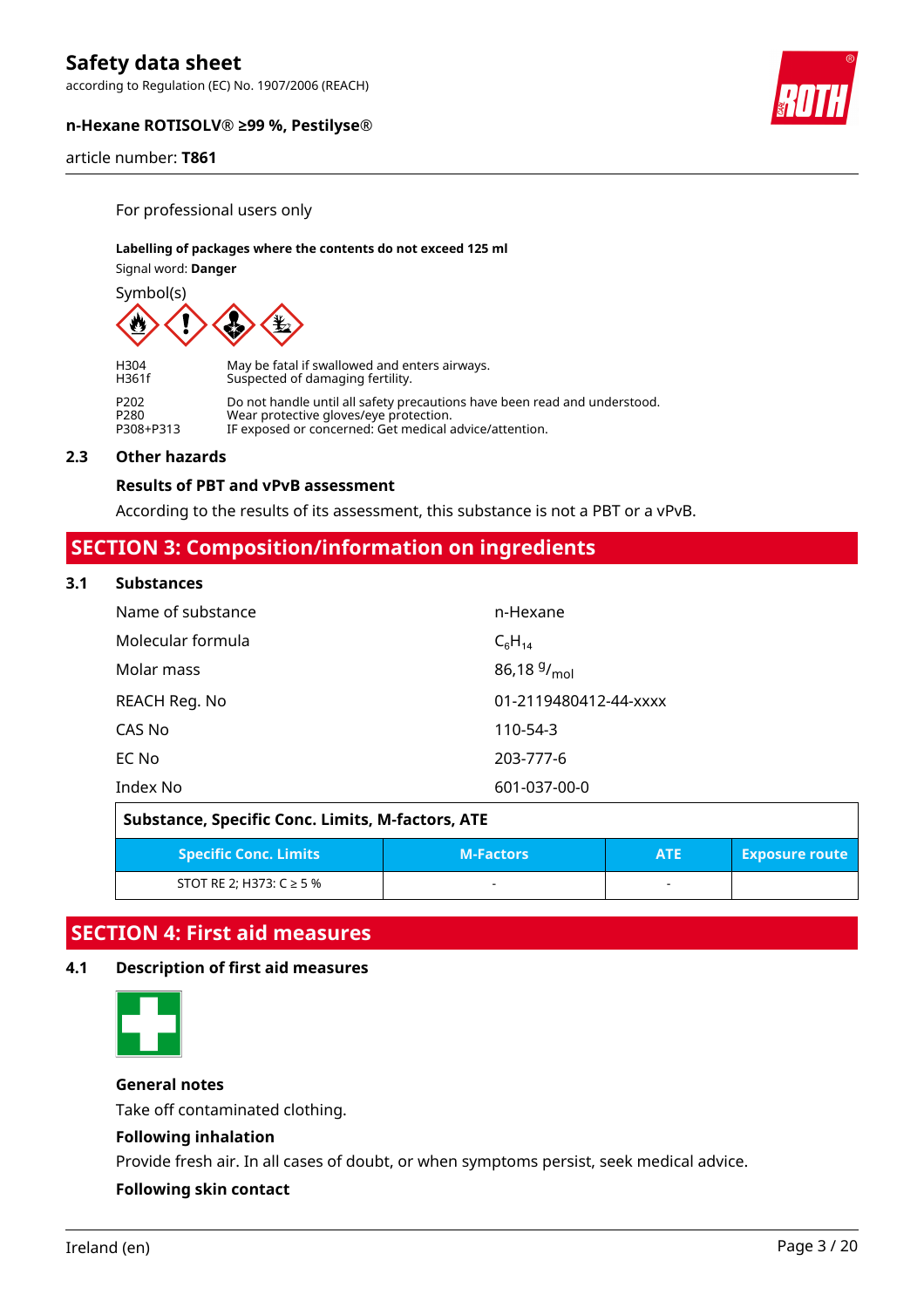For professional users only

**Labelling of packages where the contents do not exceed 125 ml**

Signal word: **Danger**

Symbol(s)

| | |
|---|---|
| H304 | May be fatal if swallowed and enters airways. |
| H361f | Suspected of damaging fertility. |
| P202 | Do not handle until all safety precautions have been read and understood. |
| P280 | Wear protective gloves/eye protection. |
| P308+P313 | IF exposed or concerned: Get medical advice/attention. |

### 2.3 Other hazards

**Results of PBT and vPvB assessment**

According to the results of its assessment, this substance is not a PBT or a vPvB.

## SECTION 3: Composition/information on ingredients

### 3.1 Substances

| | |
|---|---|
| Name of substance | n-Hexane |
| Molecular formula | $C_6H_{14}$ |
| Molar mass | 86,18 $^{g}/_{mol}$ |
| REACH Reg. No | 01-2119480412-44-xxxx |
| CAS No | 110-54-3 |
| EC No | 203-777-6 |
| Index No | 601-037-00-0 |

**Substance, Specific Conc. Limits, M-factors, ATE**

| Specific Conc. Limits | M-Factors | ATE | Exposure route |
|---|---|---|---|
| STOT RE 2; H373: C ≥ 5 % | - | - | |

## SECTION 4: First aid measures

### 4.1 Description of first aid measures

**General notes**

Take off contaminated clothing.

**Following inhalation**

Provide fresh air. In all cases of doubt, or when symptoms persist, seek medical advice.

**Following skin contact**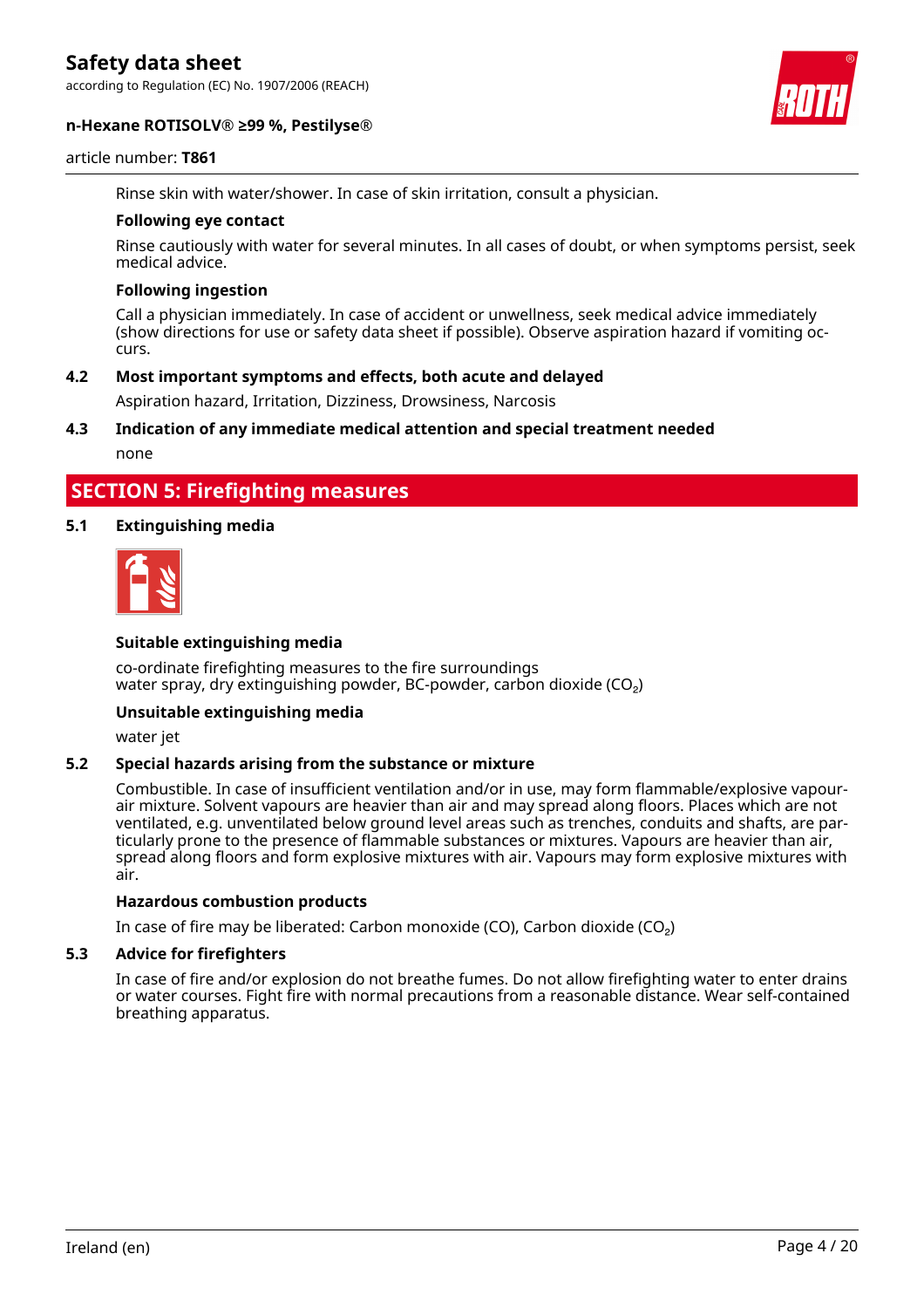Rinse skin with water/shower. In case of skin irritation, consult a physician.

**Following eye contact**

Rinse cautiously with water for several minutes. In all cases of doubt, or when symptoms persist, seek medical advice.

**Following ingestion**

Call a physician immediately. In case of accident or unwellness, seek medical advice immediately (show directions for use or safety data sheet if possible). Observe aspiration hazard if vomiting occurs.

### 4.2 Most important symptoms and effects, both acute and delayed

Aspiration hazard, Irritation, Dizziness, Drowsiness, Narcosis

### 4.3 Indication of any immediate medical attention and special treatment needed

none

## SECTION 5: Firefighting measures

### 5.1 Extinguishing media

**Suitable extinguishing media**

co-ordinate firefighting measures to the fire surroundings
water spray, dry extinguishing powder, BC-powder, carbon dioxide ($CO_2$)

**Unsuitable extinguishing media**

water jet

### 5.2 Special hazards arising from the substance or mixture

Combustible. In case of insufficient ventilation and/or in use, may form flammable/explosive vapour-air mixture. Solvent vapours are heavier than air and may spread along floors. Places which are not ventilated, e.g. unventilated below ground level areas such as trenches, conduits and shafts, are particularly prone to the presence of flammable substances or mixtures. Vapours are heavier than air, spread along floors and form explosive mixtures with air. Vapours may form explosive mixtures with air.

**Hazardous combustion products**

In case of fire may be liberated: Carbon monoxide (CO), Carbon dioxide ($CO_2$)

### 5.3 Advice for firefighters

In case of fire and/or explosion do not breathe fumes. Do not allow firefighting water to enter drains or water courses. Fight fire with normal precautions from a reasonable distance. Wear self-contained breathing apparatus.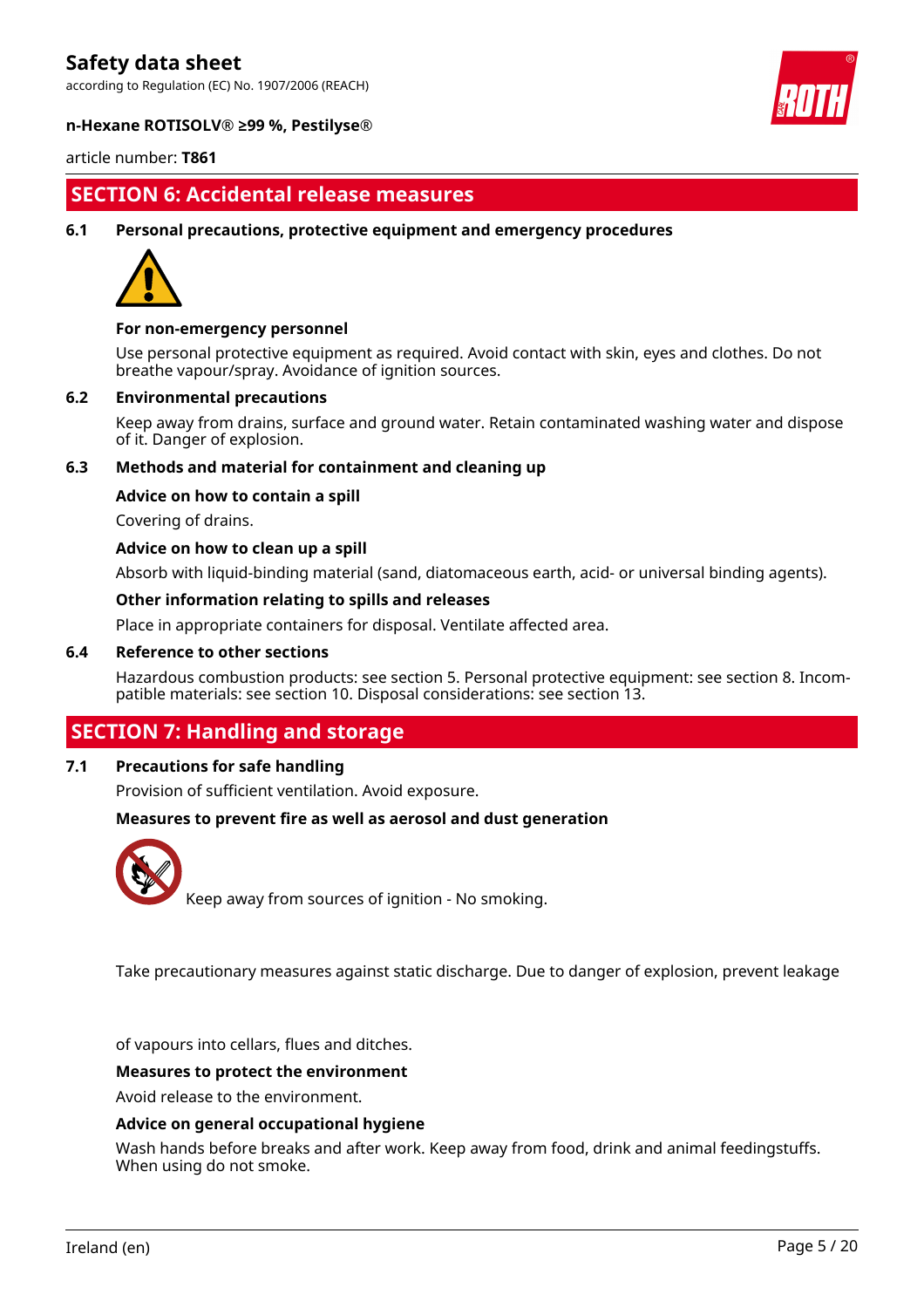## SECTION 6: Accidental release measures

### 6.1 Personal precautions, protective equipment and emergency procedures

**For non-emergency personnel**

Use personal protective equipment as required. Avoid contact with skin, eyes and clothes. Do not breathe vapour/spray. Avoidance of ignition sources.

### 6.2 Environmental precautions

Keep away from drains, surface and ground water. Retain contaminated washing water and dispose of it. Danger of explosion.

### 6.3 Methods and material for containment and cleaning up

**Advice on how to contain a spill**

Covering of drains.

**Advice on how to clean up a spill**

Absorb with liquid-binding material (sand, diatomaceous earth, acid- or universal binding agents).

**Other information relating to spills and releases**

Place in appropriate containers for disposal. Ventilate affected area.

### 6.4 Reference to other sections

Hazardous combustion products: see section 5. Personal protective equipment: see section 8. Incompatible materials: see section 10. Disposal considerations: see section 13.

## SECTION 7: Handling and storage

### 7.1 Precautions for safe handling

Provision of sufficient ventilation. Avoid exposure.

**Measures to prevent fire as well as aerosol and dust generation**

Keep away from sources of ignition - No smoking.

Take precautionary measures against static discharge. Due to danger of explosion, prevent leakage of vapours into cellars, flues and ditches.

**Measures to protect the environment**

Avoid release to the environment.

**Advice on general occupational hygiene**

Wash hands before breaks and after work. Keep away from food, drink and animal feedingstuffs. When using do not smoke.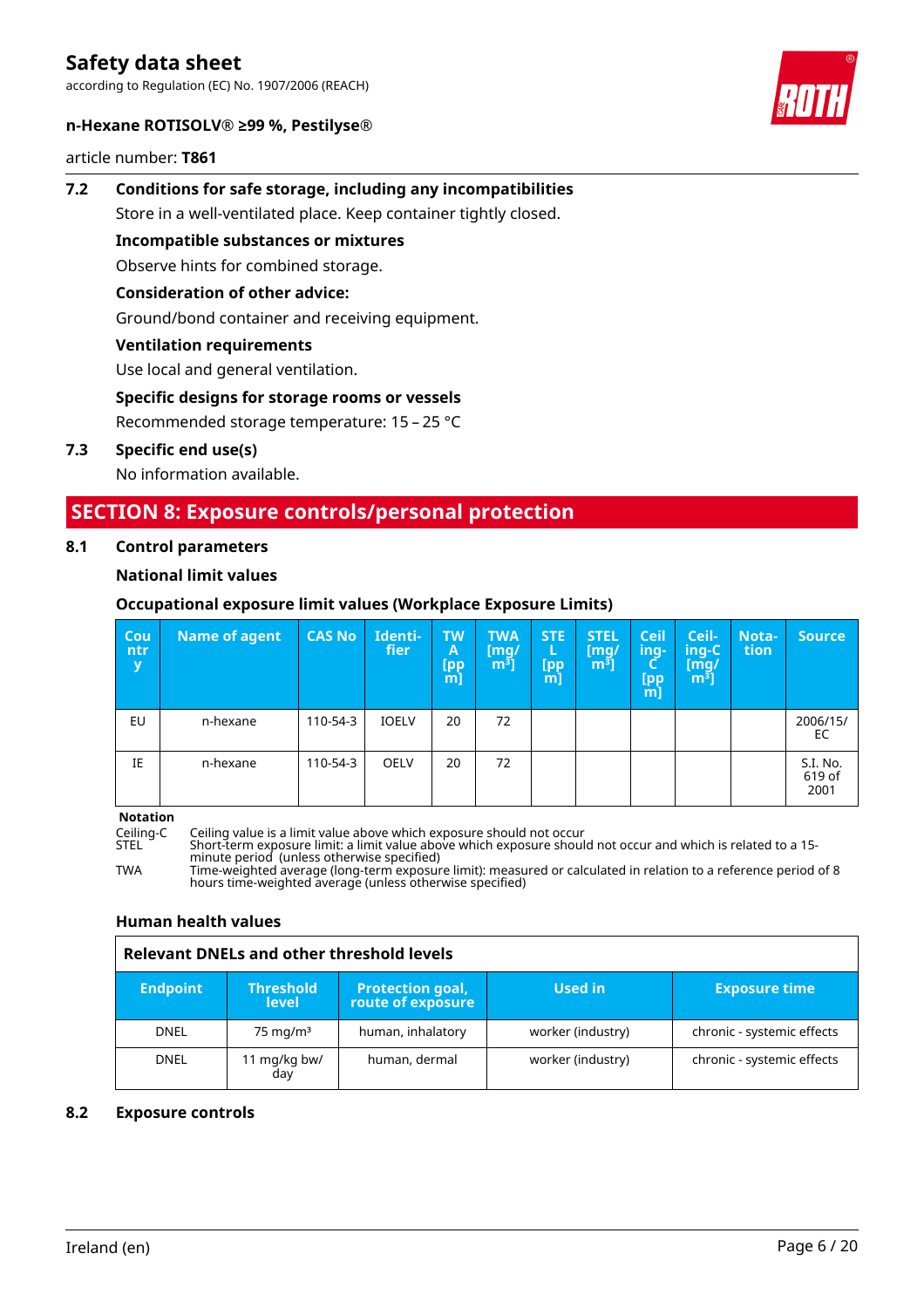### 7.2 Conditions for safe storage, including any incompatibilities

Store in a well-ventilated place. Keep container tightly closed.

**Incompatible substances or mixtures**

Observe hints for combined storage.

**Consideration of other advice:**

Ground/bond container and receiving equipment.

**Ventilation requirements**

Use local and general ventilation.

**Specific designs for storage rooms or vessels**

Recommended storage temperature: 15 – 25 °C

### 7.3 Specific end use(s)

No information available.

## SECTION 8: Exposure controls/personal protection

### 8.1 Control parameters

**National limit values**

**Occupational exposure limit values (Workplace Exposure Limits)**

| Country | Name of agent | CAS No | Identifier | TWA [ppm] | TWA [mg/m³] | STEL [ppm] | STEL [mg/m³] | Ceiling-C [ppm] | Ceiling-C [mg/m³] | Notation | Source |
|---|---|---|---|---|---|---|---|---|---|---|---|
| EU | n-hexane | 110-54-3 | IOELV | 20 | 72 | | | | | | 2006/15/EC |
| IE | n-hexane | 110-54-3 | OELV | 20 | 72 | | | | | | S.I. No. 619 of 2001 |

**Notation**

Ceiling-C Ceiling value is a limit value above which exposure should not occur

STEL Short-term exposure limit: a limit value above which exposure should not occur and which is related to a 15-minute period (unless otherwise specified)

TWA Time-weighted average (long-term exposure limit): measured or calculated in relation to a reference period of 8 hours time-weighted average (unless otherwise specified)

**Human health values**

**Relevant DNELs and other threshold levels**

| Endpoint | Threshold level | Protection goal, route of exposure | Used in | Exposure time |
|---|---|---|---|---|
| DNEL | 75 mg/m³ | human, inhalatory | worker (industry) | chronic - systemic effects |
| DNEL | 11 mg/kg bw/day | human, dermal | worker (industry) | chronic - systemic effects |

### 8.2 Exposure controls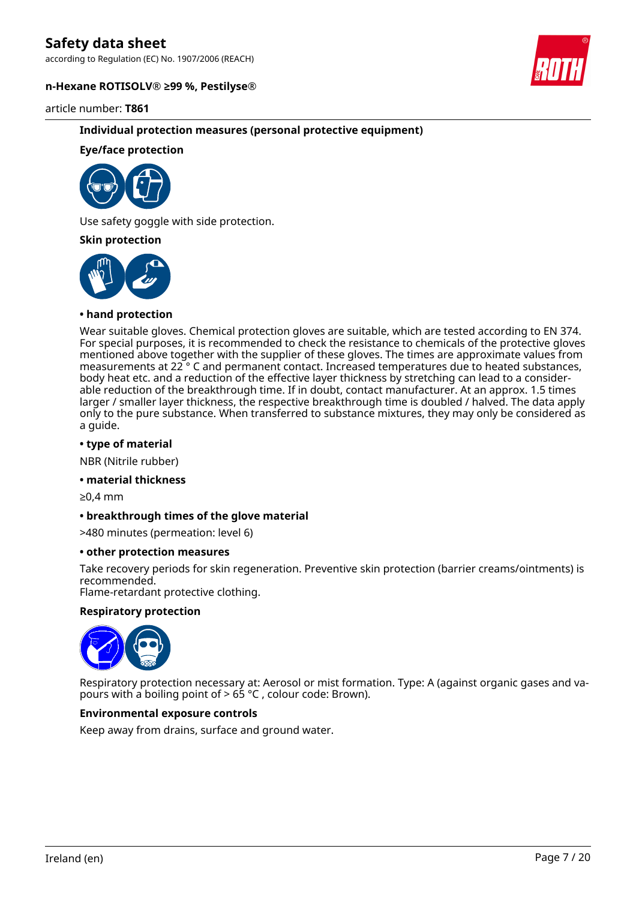### Individual protection measures (personal protective equipment)

#### Eye/face protection

Use safety goggle with side protection.

#### Skin protection

**• hand protection**

Wear suitable gloves. Chemical protection gloves are suitable, which are tested according to EN 374. For special purposes, it is recommended to check the resistance to chemicals of the protective gloves mentioned above together with the supplier of these gloves. The times are approximate values from measurements at 22 ° C and permanent contact. Increased temperatures due to heated substances, body heat etc. and a reduction of the effective layer thickness by stretching can lead to a considerable reduction of the breakthrough time. If in doubt, contact manufacturer. At an approx. 1.5 times larger / smaller layer thickness, the respective breakthrough time is doubled / halved. The data apply only to the pure substance. When transferred to substance mixtures, they may only be considered as a guide.

**• type of material**

NBR (Nitrile rubber)

**• material thickness**

≥0,4 mm

**• breakthrough times of the glove material**

>480 minutes (permeation: level 6)

**• other protection measures**

Take recovery periods for skin regeneration. Preventive skin protection (barrier creams/ointments) is recommended.
Flame-retardant protective clothing.

#### Respiratory protection

Respiratory protection necessary at: Aerosol or mist formation. Type: A (against organic gases and vapours with a boiling point of > 65 °C , colour code: Brown).

#### Environmental exposure controls

Keep away from drains, surface and ground water.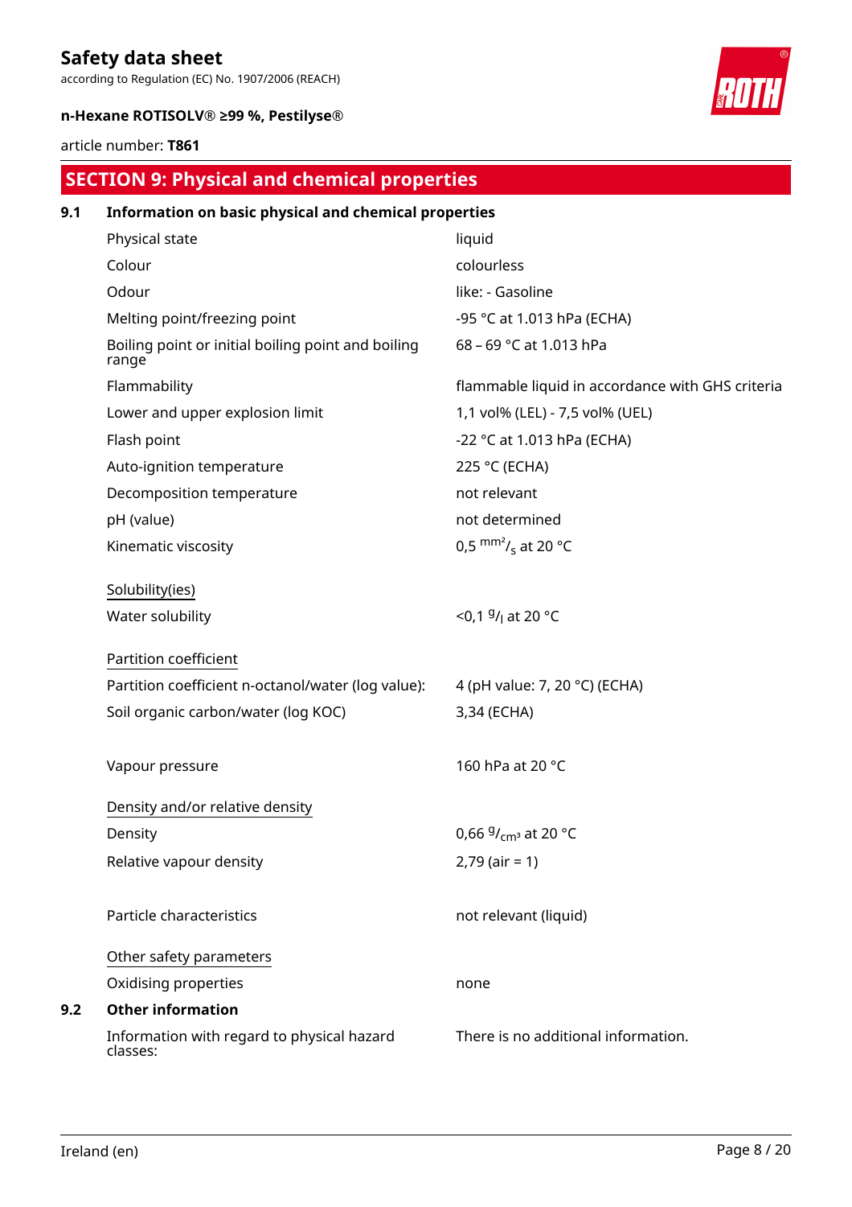## SECTION 9: Physical and chemical properties

### 9.1 Information on basic physical and chemical properties

| | |
|---|---|
| Physical state | liquid |
| Colour | colourless |
| Odour | like: - Gasoline |
| Melting point/freezing point | -95 °C at 1.013 hPa (ECHA) |
| Boiling point or initial boiling point and boiling range | 68 – 69 °C at 1.013 hPa |
| Flammability | flammable liquid in accordance with GHS criteria |
| Lower and upper explosion limit | 1,1 vol% (LEL) - 7,5 vol% (UEL) |
| Flash point | -22 °C at 1.013 hPa (ECHA) |
| Auto-ignition temperature | 225 °C (ECHA) |
| Decomposition temperature | not relevant |
| pH (value) | not determined |
| Kinematic viscosity | 0,5 $^{mm^2}/_{s}$ at 20 °C |

Solubility(ies)

| | |
|---|---|
| Water solubility | <0,1 $^{g}/_{l}$ at 20 °C |

Partition coefficient

| | |
|---|---|
| Partition coefficient n-octanol/water (log value): | 4 (pH value: 7, 20 °C) (ECHA) |
| Soil organic carbon/water (log KOC) | 3,34 (ECHA) |

| | |
|---|---|
| Vapour pressure | 160 hPa at 20 °C |

Density and/or relative density

| | |
|---|---|
| Density | 0,66 $^{g}/_{cm^3}$ at 20 °C |
| Relative vapour density | 2,79 (air = 1) |

| | |
|---|---|
| Particle characteristics | not relevant (liquid) |

Other safety parameters

| | |
|---|---|
| Oxidising properties | none |

### 9.2 Other information

| | |
|---|---|
| Information with regard to physical hazard classes: | There is no additional information. |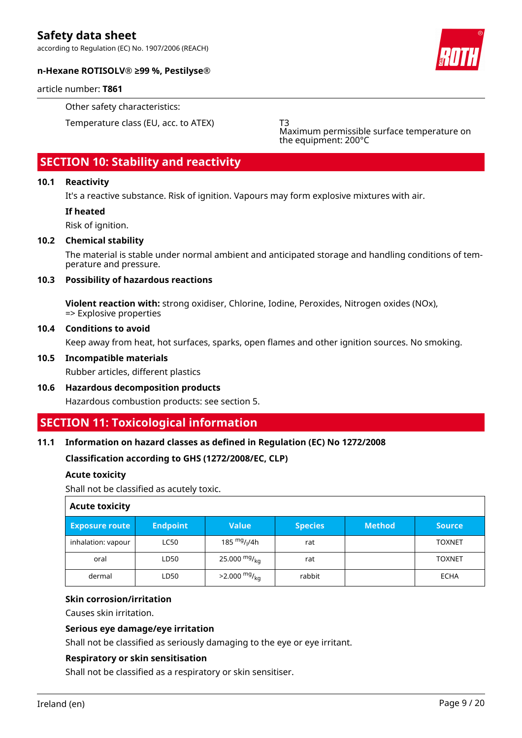Other safety characteristics:

| | |
|---|---|
| Temperature class (EU, acc. to ATEX) | T3<br>Maximum permissible surface temperature on the equipment: 200°C |

## SECTION 10: Stability and reactivity

### 10.1 Reactivity

It's a reactive substance. Risk of ignition. Vapours may form explosive mixtures with air.

**If heated**

Risk of ignition.

### 10.2 Chemical stability

The material is stable under normal ambient and anticipated storage and handling conditions of temperature and pressure.

### 10.3 Possibility of hazardous reactions

**Violent reaction with:** strong oxidiser, Chlorine, Iodine, Peroxides, Nitrogen oxides (NOx), => Explosive properties

### 10.4 Conditions to avoid

Keep away from heat, hot surfaces, sparks, open flames and other ignition sources. No smoking.

### 10.5 Incompatible materials

Rubber articles, different plastics

### 10.6 Hazardous decomposition products

Hazardous combustion products: see section 5.

## SECTION 11: Toxicological information

### 11.1 Information on hazard classes as defined in Regulation (EC) No 1272/2008

**Classification according to GHS (1272/2008/EC, CLP)**

**Acute toxicity**

Shall not be classified as acutely toxic.

**Acute toxicity**

| Exposure route | Endpoint | Value | Species | Method | Source |
|---|---|---|---|---|---|
| inhalation: vapour | LC50 | 185 $^{mg}/_{l}$/4h | rat | | TOXNET |
| oral | LD50 | 25.000 $^{mg}/_{kg}$ | rat | | TOXNET |
| dermal | LD50 | >2.000 $^{mg}/_{kg}$ | rabbit | | ECHA |

**Skin corrosion/irritation**

Causes skin irritation.

**Serious eye damage/eye irritation**

Shall not be classified as seriously damaging to the eye or eye irritant.

**Respiratory or skin sensitisation**

Shall not be classified as a respiratory or skin sensitiser.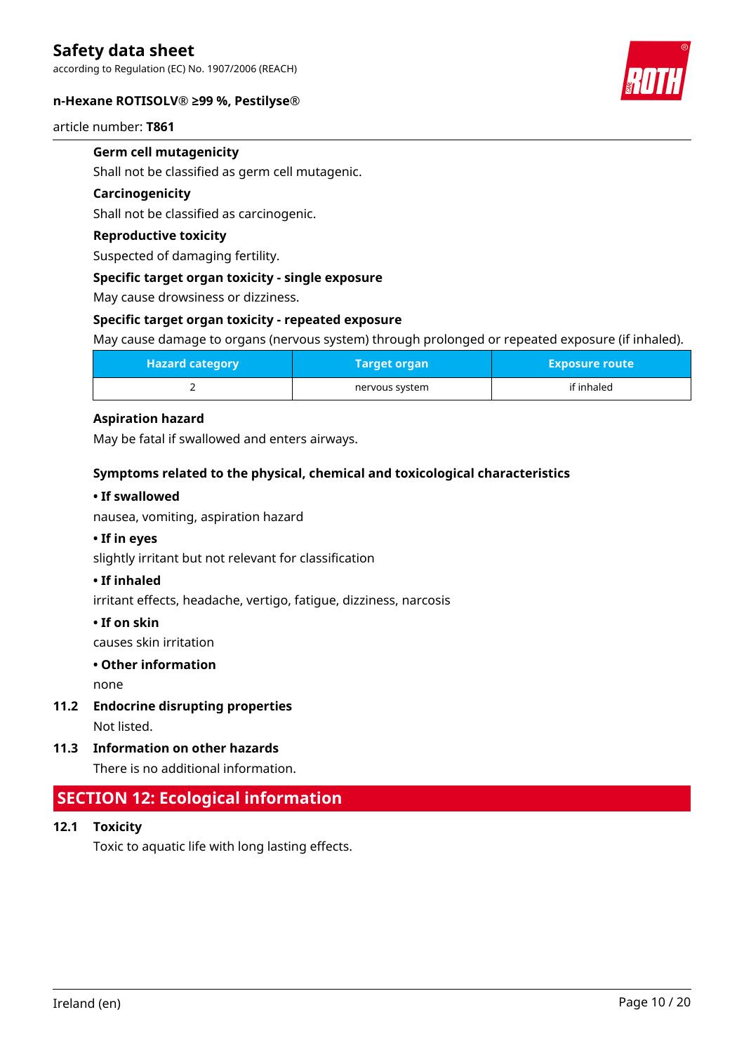#### Germ cell mutagenicity

Shall not be classified as germ cell mutagenic.

#### Carcinogenicity

Shall not be classified as carcinogenic.

#### Reproductive toxicity

Suspected of damaging fertility.

#### Specific target organ toxicity - single exposure

May cause drowsiness or dizziness.

#### Specific target organ toxicity - repeated exposure

May cause damage to organs (nervous system) through prolonged or repeated exposure (if inhaled).

| Hazard category | Target organ | Exposure route |
| --- | --- | --- |
| 2 | nervous system | if inhaled |

#### Aspiration hazard

May be fatal if swallowed and enters airways.

#### Symptoms related to the physical, chemical and toxicological characteristics

**• If swallowed**

nausea, vomiting, aspiration hazard

**• If in eyes**

slightly irritant but not relevant for classification

**• If inhaled**

irritant effects, headache, vertigo, fatigue, dizziness, narcosis

**• If on skin**

causes skin irritation

**• Other information**

none

### 11.2 Endocrine disrupting properties

Not listed.

### 11.3 Information on other hazards

There is no additional information.

## SECTION 12: Ecological information

### 12.1 Toxicity

Toxic to aquatic life with long lasting effects.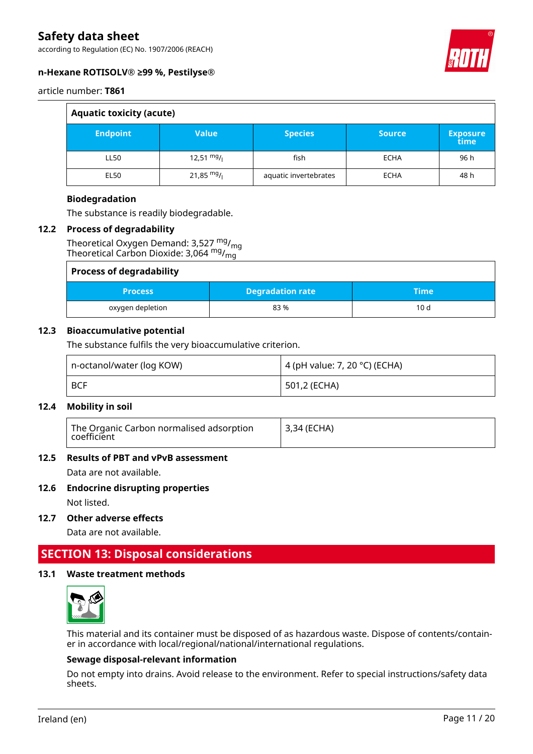| Aquatic toxicity (acute) | | | | |
|---|---|---|---|---|
| **Endpoint** | **Value** | **Species** | **Source** | **Exposure time** |
| LL50 | 12,51 $^{mg}/_{l}$ | fish | ECHA | 96 h |
| EL50 | 21,85 $^{mg}/_{l}$ | aquatic invertebrates | ECHA | 48 h |

**Biodegradation**

The substance is readily biodegradable.

### 12.2 Process of degradability

Theoretical Oxygen Demand: 3,527 $^{mg}/_{mg}$
Theoretical Carbon Dioxide: 3,064 $^{mg}/_{mg}$

| Process of degradability | | |
|---|---|---|
| **Process** | **Degradation rate** | **Time** |
| oxygen depletion | 83 % | 10 d |

### 12.3 Bioaccumulative potential

The substance fulfils the very bioaccumulative criterion.

| | |
|---|---|
| n-octanol/water (log KOW) | 4 (pH value: 7, 20 °C) (ECHA) |
| BCF | 501,2 (ECHA) |

### 12.4 Mobility in soil

| | |
|---|---|
| The Organic Carbon normalised adsorption coefficient | 3,34 (ECHA) |

### 12.5 Results of PBT and vPvB assessment

Data are not available.

### 12.6 Endocrine disrupting properties

Not listed.

### 12.7 Other adverse effects

Data are not available.

## SECTION 13: Disposal considerations

### 13.1 Waste treatment methods

This material and its container must be disposed of as hazardous waste. Dispose of contents/container in accordance with local/regional/national/international regulations.

**Sewage disposal-relevant information**

Do not empty into drains. Avoid release to the environment. Refer to special instructions/safety data sheets.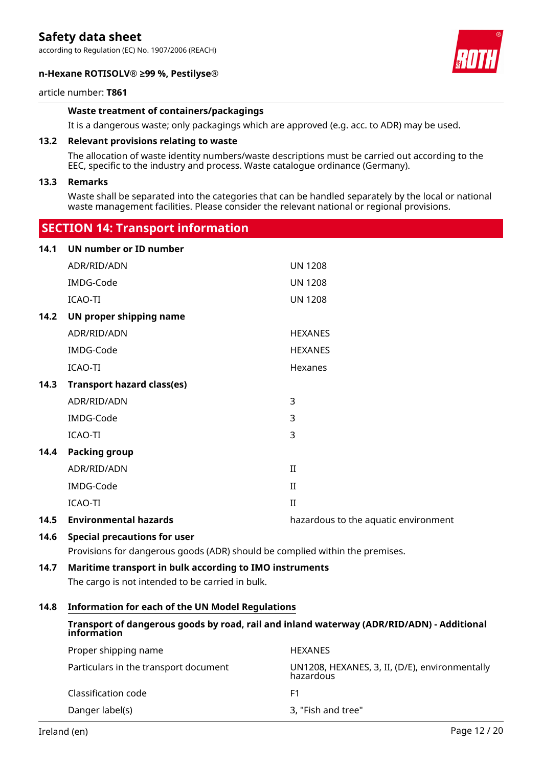### Waste treatment of containers/packagings

It is a dangerous waste; only packagings which are approved (e.g. acc. to ADR) may be used.

### 13.2 Relevant provisions relating to waste

The allocation of waste identity numbers/waste descriptions must be carried out according to the EEC, specific to the industry and process. Waste catalogue ordinance (Germany).

### 13.3 Remarks

Waste shall be separated into the categories that can be handled separately by the local or national waste management facilities. Please consider the relevant national or regional provisions.

## SECTION 14: Transport information

### 14.1 UN number or ID number

| | |
|---|---|
| ADR/RID/ADN | UN 1208 |
| IMDG-Code | UN 1208 |
| ICAO-TI | UN 1208 |

### 14.2 UN proper shipping name

| | |
|---|---|
| ADR/RID/ADN | HEXANES |
| IMDG-Code | HEXANES |
| ICAO-TI | Hexanes |

### 14.3 Transport hazard class(es)

| | |
|---|---|
| ADR/RID/ADN | 3 |
| IMDG-Code | 3 |
| ICAO-TI | 3 |

### 14.4 Packing group

| | |
|---|---|
| ADR/RID/ADN | II |
| IMDG-Code | II |
| ICAO-TI | II |

### 14.5 Environmental hazards

hazardous to the aquatic environment

### 14.6 Special precautions for user

Provisions for dangerous goods (ADR) should be complied within the premises.

### 14.7 Maritime transport in bulk according to IMO instruments

The cargo is not intended to be carried in bulk.

### 14.8 Information for each of the UN Model Regulations

**Transport of dangerous goods by road, rail and inland waterway (ADR/RID/ADN) - Additional information**

| | |
|---|---|
| Proper shipping name | HEXANES |
| Particulars in the transport document | UN1208, HEXANES, 3, II, (D/E), environmentally hazardous |
| Classification code | F1 |
| Danger label(s) | 3, "Fish and tree" |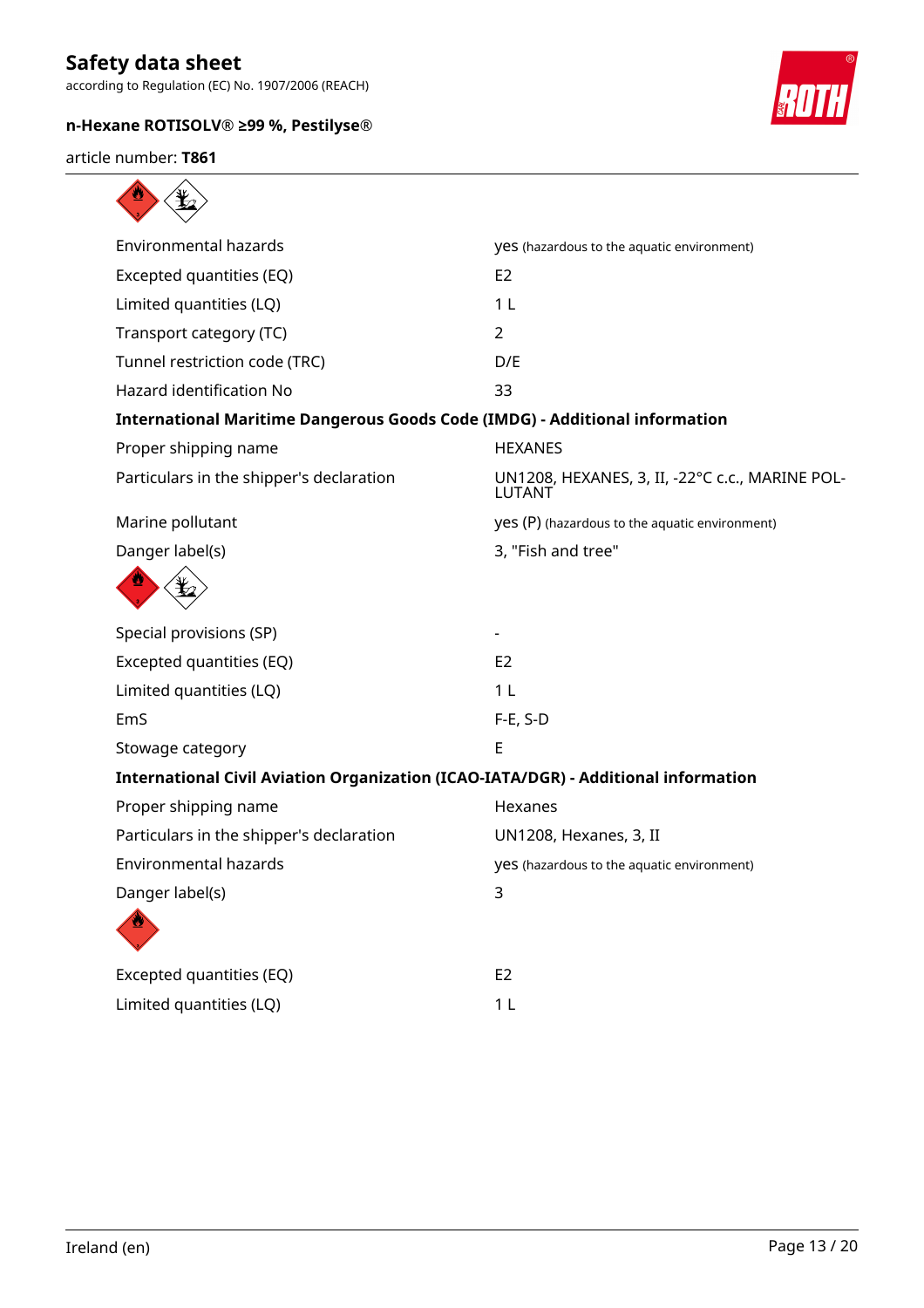| | |
|---|---|
| Environmental hazards | yes (hazardous to the aquatic environment) |
| Excepted quantities (EQ) | E2 |
| Limited quantities (LQ) | 1 L |
| Transport category (TC) | 2 |
| Tunnel restriction code (TRC) | D/E |
| Hazard identification No | 33 |

**International Maritime Dangerous Goods Code (IMDG) - Additional information**

| | |
|---|---|
| Proper shipping name | HEXANES |
| Particulars in the shipper's declaration | UN1208, HEXANES, 3, II, -22°C c.c., MARINE POLLUTANT |
| Marine pollutant | yes (P) (hazardous to the aquatic environment) |
| Danger label(s) | 3, "Fish and tree" |
| Special provisions (SP) | - |
| Excepted quantities (EQ) | E2 |
| Limited quantities (LQ) | 1 L |
| EmS | F-E, S-D |
| Stowage category | E |

**International Civil Aviation Organization (ICAO-IATA/DGR) - Additional information**

| | |
|---|---|
| Proper shipping name | Hexanes |
| Particulars in the shipper's declaration | UN1208, Hexanes, 3, II |
| Environmental hazards | yes (hazardous to the aquatic environment) |
| Danger label(s) | 3 |
| Excepted quantities (EQ) | E2 |
| Limited quantities (LQ) | 1 L |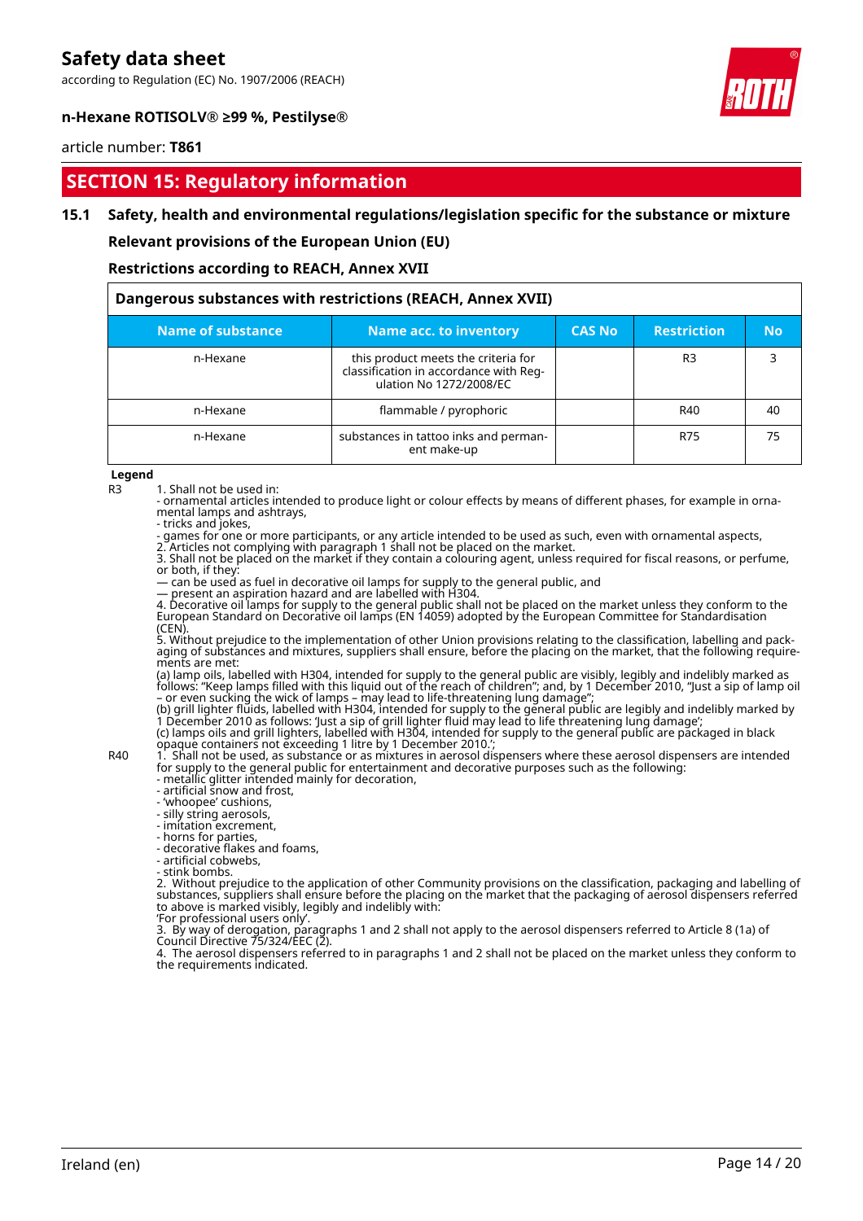## SECTION 15: Regulatory information

### 15.1 Safety, health and environmental regulations/legislation specific for the substance or mixture

**Relevant provisions of the European Union (EU)**

**Restrictions according to REACH, Annex XVII**

**Dangerous substances with restrictions (REACH, Annex XVII)**

| Name of substance | Name acc. to inventory | CAS No | Restriction | No |
|---|---|---|---|---|
| n-Hexane | this product meets the criteria for classification in accordance with Regulation No 1272/2008/EC | | R3 | 3 |
| n-Hexane | flammable / pyrophoric | | R40 | 40 |
| n-Hexane | substances in tattoo inks and permanent make-up | | R75 | 75 |

**Legend**

R3 — 1. Shall not be used in:
- ornamental articles intended to produce light or colour effects by means of different phases, for example in ornamental lamps and ashtrays,
- tricks and jokes,
- games for one or more participants, or any article intended to be used as such, even with ornamental aspects,

2. Articles not complying with paragraph 1 shall not be placed on the market.
3. Shall not be placed on the market if they contain a colouring agent, unless required for fiscal reasons, or perfume, or both, if they:
— can be used as fuel in decorative oil lamps for supply to the general public, and
— present an aspiration hazard and are labelled with H304.
4. Decorative oil lamps for supply to the general public shall not be placed on the market unless they conform to the European Standard on Decorative oil lamps (EN 14059) adopted by the European Committee for Standardisation (CEN).
5. Without prejudice to the implementation of other Union provisions relating to the classification, labelling and packaging of substances and mixtures, suppliers shall ensure, before the placing on the market, that the following requirements are met:
(a) lamp oils, labelled with H304, intended for supply to the general public are visibly, legibly and indelibly marked as follows: "Keep lamps filled with this liquid out of the reach of children"; and, by 1 December 2010, "Just a sip of lamp oil – or even sucking the wick of lamps – may lead to life-threatening lung damage";
(b) grill lighter fluids, labelled with H304, intended for supply to the general public are legibly and indelibly marked by 1 December 2010 as follows: 'Just a sip of grill lighter fluid may lead to life threatening lung damage';
(c) lamps oils and grill lighters, labelled with H304, intended for supply to the general public are packaged in black opaque containers not exceeding 1 litre by 1 December 2010.';

R40 — 1. Shall not be used, as substance or as mixtures in aerosol dispensers where these aerosol dispensers are intended for supply to the general public for entertainment and decorative purposes such as the following:
- metallic glitter intended mainly for decoration,
- artificial snow and frost,
- 'whoopee' cushions,
- silly string aerosols,
- imitation excrement,
- horns for parties,
- decorative flakes and foams,
- artificial cobwebs,
- stink bombs.

2. Without prejudice to the application of other Community provisions on the classification, packaging and labelling of substances, suppliers shall ensure before the placing on the market that the packaging of aerosol dispensers referred to above is marked visibly, legibly and indelibly with:
'For professional users only'.
3. By way of derogation, paragraphs 1 and 2 shall not apply to the aerosol dispensers referred to Article 8 (1a) of Council Directive 75/324/EEC (2).
4. The aerosol dispensers referred to in paragraphs 1 and 2 shall not be placed on the market unless they conform to the requirements indicated.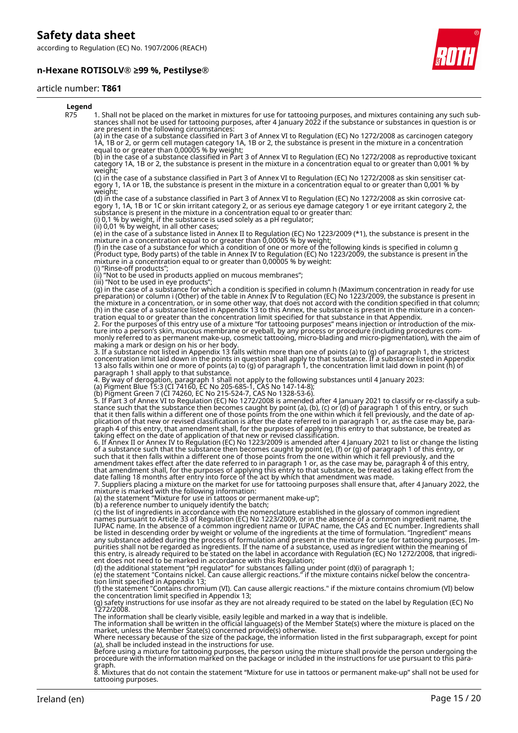**Legend**

| | |
|---|---|
| R75 | 1. Shall not be placed on the market in mixtures for use for tattooing purposes, and mixtures containing any such substances shall not be used for tattooing purposes, after 4 January 2022 if the substance or substances in question is or are present in the following circumstances: (a) in the case of a substance classified in Part 3 of Annex VI to Regulation (EC) No 1272/2008 as carcinogen category 1A, 1B or 2, or germ cell mutagen category 1A, 1B or 2, the substance is present in the mixture in a concentration equal to or greater than 0,00005 % by weight; (b) in the case of a substance classified in Part 3 of Annex VI to Regulation (EC) No 1272/2008 as reproductive toxicant category 1A, 1B or 2, the substance is present in the mixture in a concentration equal to or greater than 0,001 % by weight; (c) in the case of a substance classified in Part 3 of Annex VI to Regulation (EC) No 1272/2008 as skin sensitiser category 1, 1A or 1B, the substance is present in the mixture in a concentration equal to or greater than 0,001 % by weight; (d) in the case of a substance classified in Part 3 of Annex VI to Regulation (EC) No 1272/2008 as skin corrosive category 1, 1A, 1B or 1C or skin irritant category 2, or as serious eye damage category 1 or eye irritant category 2, the substance is present in the mixture in a concentration equal to or greater than: (i) 0,1 % by weight, if the substance is used solely as a pH regulator; (ii) 0,01 % by weight, in all other cases; (e) in the case of a substance listed in Annex II to Regulation (EC) No 1223/2009 (*1), the substance is present in the mixture in a concentration equal to or greater than 0,00005 % by weight; (f) in the case of a substance for which a condition of one or more of the following kinds is specified in column g (Product type, Body parts) of the table in Annex IV to Regulation (EC) No 1223/2009, the substance is present in the mixture in a concentration equal to or greater than 0,00005 % by weight: (i) "Rinse-off products"; (ii) "Not to be used in products applied on mucous membranes"; (iii) "Not to be used in eye products"; (g) in the case of a substance for which a condition is specified in column h (Maximum concentration in ready for use preparation) or column i (Other) of the table in Annex IV to Regulation (EC) No 1223/2009, the substance is present in the mixture in a concentration, or in some other way, that does not accord with the condition specified in that column; (h) in the case of a substance listed in Appendix 13 to this Annex, the substance is present in the mixture in a concentration equal to or greater than the concentration limit specified for that substance in that Appendix. 2. For the purposes of this entry use of a mixture "for tattooing purposes" means injection or introduction of the mixture into a person's skin, mucous membrane or eyeball, by any process or procedure (including procedures commonly referred to as permanent make-up, cosmetic tattooing, micro-blading and micro-pigmentation), with the aim of making a mark or design on his or her body. 3. If a substance not listed in Appendix 13 falls within more than one of points (a) to (g) of paragraph 1, the strictest concentration limit laid down in the points in question shall apply to that substance. If a substance listed in Appendix 13 also falls within one or more of points (a) to (g) of paragraph 1, the concentration limit laid down in point (h) of paragraph 1 shall apply to that substance. 4. By way of derogation, paragraph 1 shall not apply to the following substances until 4 January 2023: (a) Pigment Blue 15:3 (CI 74160, EC No 205-685-1, CAS No 147-14-8); (b) Pigment Green 7 (CI 74260, EC No 215-524-7, CAS No 1328-53-6). 5. If Part 3 of Annex VI to Regulation (EC) No 1272/2008 is amended after 4 January 2021 to classify or re-classify a substance such that the substance then becomes caught by point (a), (b), (c) or (d) of paragraph 1 of this entry, or such that it then falls within a different one of those points from the one within which it fell previously, and the date of application of that new or revised classification is after the date referred to in paragraph 1 or, as the case may be, paragraph 4 of this entry, that amendment shall, for the purposes of applying this entry to that substance, be treated as taking effect on the date of application of that new or revised classification. 6. If Annex II or Annex IV to Regulation (EC) No 1223/2009 is amended after 4 January 2021 to list or change the listing of a substance such that the substance then becomes caught by point (e), (f) or (g) of paragraph 1 of this entry, or such that it then falls within a different one of those points from the one within which it fell previously, and the amendment takes effect after the date referred to in paragraph 1 or, as the case may be, paragraph 4 of this entry, that amendment shall, for the purposes of applying this entry to that substance, be treated as taking effect from the date falling 18 months after entry into force of the act by which that amendment was made. 7. Suppliers placing a mixture on the market for use for tattooing purposes shall ensure that, after 4 January 2022, the mixture is marked with the following information: (a) the statement "Mixture for use in tattoos or permanent make-up"; (b) a reference number to uniquely identify the batch; (c) the list of ingredients in accordance with the nomenclature established in the glossary of common ingredient names pursuant to Article 33 of Regulation (EC) No 1223/2009, or in the absence of a common ingredient name, the IUPAC name. In the absence of a common ingredient name or IUPAC name, the CAS and EC number. Ingredients shall be listed in descending order by weight or volume of the ingredients at the time of formulation. "Ingredient" means any substance added during the process of formulation and present in the mixture for use for tattooing purposes. Impurities shall not be regarded as ingredients. If the name of a substance, used as ingredient within the meaning of this entry, is already required to be stated on the label in accordance with Regulation (EC) No 1272/2008, that ingredient does not need to be marked in accordance with this Regulation; (d) the additional statement "pH regulator" for substances falling under point (d)(i) of paragraph 1; (e) the statement "Contains nickel. Can cause allergic reactions." if the mixture contains nickel below the concentration limit specified in Appendix 13; (f) the statement "Contains chromium (VI). Can cause allergic reactions." if the mixture contains chromium (VI) below the concentration limit specified in Appendix 13; (g) safety instructions for use insofar as they are not already required to be stated on the label by Regulation (EC) No 1272/2008. The information shall be clearly visible, easily legible and marked in a way that is indelible. The information shall be written in the official language(s) of the Member State(s) where the mixture is placed on the market, unless the Member State(s) concerned provide(s) otherwise. Where necessary because of the size of the package, the information listed in the first subparagraph, except for point (a), shall be included instead in the instructions for use. Before using a mixture for tattooing purposes, the person using the mixture shall provide the person undergoing the procedure with the information marked on the package or included in the instructions for use pursuant to this paragraph. 8. Mixtures that do not contain the statement "Mixture for use in tattoos or permanent make-up" shall not be used for tattooing purposes. |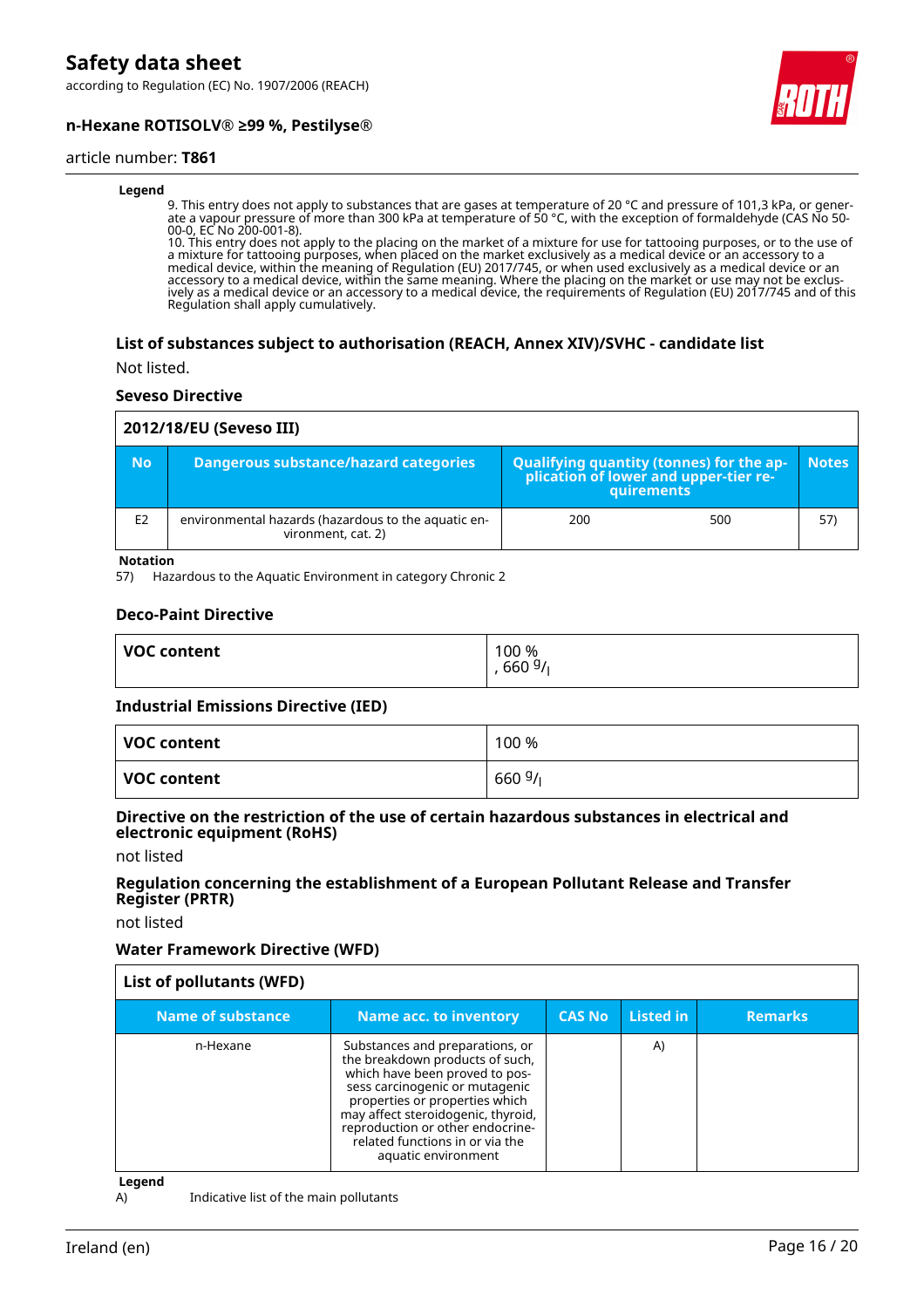**Legend**

9. This entry does not apply to substances that are gases at temperature of 20 °C and pressure of 101,3 kPa, or generate a vapour pressure of more than 300 kPa at temperature of 50 °C, with the exception of formaldehyde (CAS No 50-00-0, EC No 200-001-8).
10. This entry does not apply to the placing on the market of a mixture for use for tattooing purposes, or to the use of a mixture for tattooing purposes, when placed on the market exclusively as a medical device or an accessory to a medical device, within the meaning of Regulation (EU) 2017/745, or when used exclusively as a medical device or an accessory to a medical device, within the same meaning. Where the placing on the market or use may not be exclusively as a medical device or an accessory to a medical device, the requirements of Regulation (EU) 2017/745 and of this Regulation shall apply cumulatively.

### List of substances subject to authorisation (REACH, Annex XIV)/SVHC - candidate list

Not listed.

### Seveso Directive

| 2012/18/EU (Seveso III) | | | | |
|---|---|---|---|---|
| **No** | **Dangerous substance/hazard categories** | **Qualifying quantity (tonnes) for the application of lower and upper-tier requirements** | | **Notes** |
| E2 | environmental hazards (hazardous to the aquatic environment, cat. 2) | 200 | 500 | 57) |

**Notation**

57) Hazardous to the Aquatic Environment in category Chronic 2

### Deco-Paint Directive

| VOC content | 100 % , 660 g/l |
|---|---|

### Industrial Emissions Directive (IED)

| VOC content | 100 % |
|---|---|
| **VOC content** | 660 g/l |

### Directive on the restriction of the use of certain hazardous substances in electrical and electronic equipment (RoHS)

not listed

### Regulation concerning the establishment of a European Pollutant Release and Transfer Register (PRTR)

not listed

### Water Framework Directive (WFD)

| List of pollutants (WFD) | | | | |
|---|---|---|---|---|
| **Name of substance** | **Name acc. to inventory** | **CAS No** | **Listed in** | **Remarks** |
| n-Hexane | Substances and preparations, or the breakdown products of such, which have been proved to possess carcinogenic or mutagenic properties or properties which may affect steroidogenic, thyroid, reproduction or other endocrine-related functions in or via the aquatic environment | | A) | |

**Legend**

A) Indicative list of the main pollutants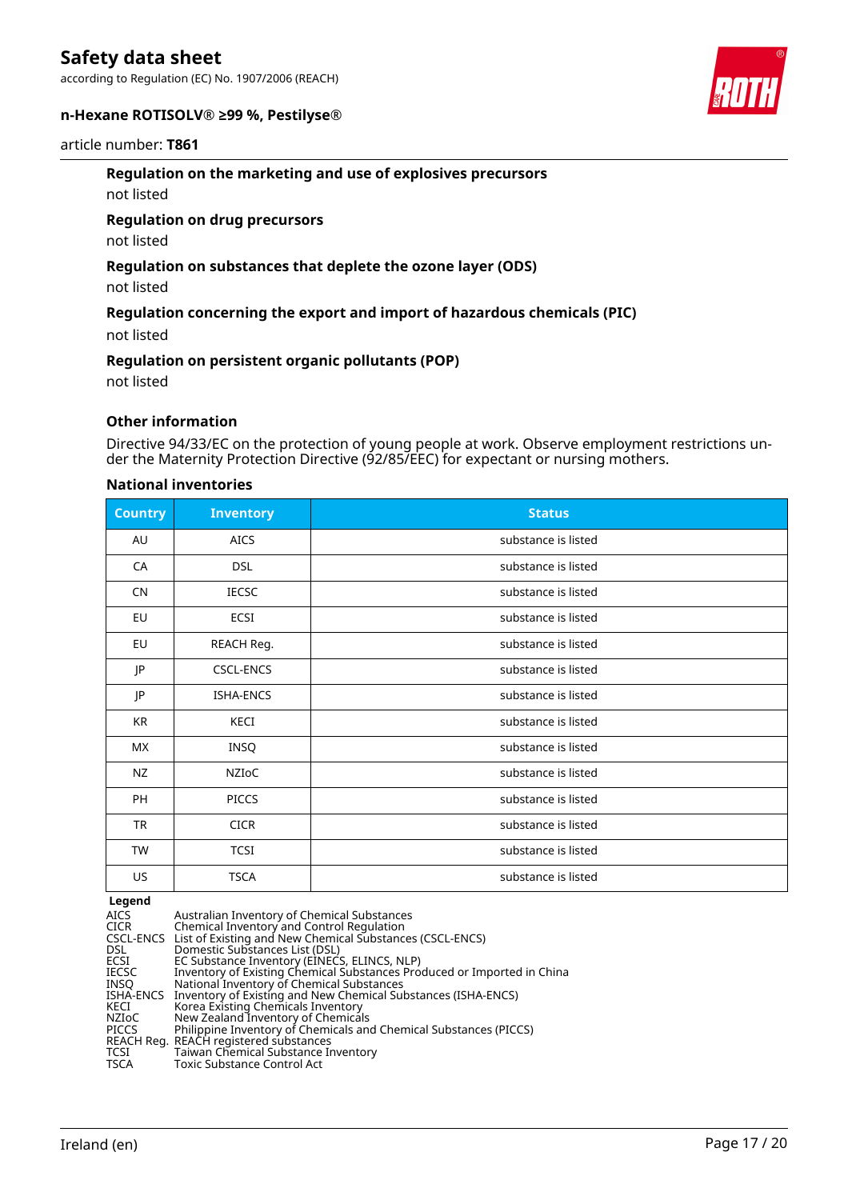### Regulation on the marketing and use of explosives precursors

not listed

### Regulation on drug precursors

not listed

### Regulation on substances that deplete the ozone layer (ODS)

not listed

### Regulation concerning the export and import of hazardous chemicals (PIC)

not listed

### Regulation on persistent organic pollutants (POP)

not listed

### Other information

Directive 94/33/EC on the protection of young people at work. Observe employment restrictions under the Maternity Protection Directive (92/85/EEC) for expectant or nursing mothers.

### National inventories

| Country | Inventory | Status |
|---|---|---|
| AU | AICS | substance is listed |
| CA | DSL | substance is listed |
| CN | IECSC | substance is listed |
| EU | ECSI | substance is listed |
| EU | REACH Reg. | substance is listed |
| JP | CSCL-ENCS | substance is listed |
| JP | ISHA-ENCS | substance is listed |
| KR | KECI | substance is listed |
| MX | INSQ | substance is listed |
| NZ | NZIoC | substance is listed |
| PH | PICCS | substance is listed |
| TR | CICR | substance is listed |
| TW | TCSI | substance is listed |
| US | TSCA | substance is listed |

**Legend**

| | |
|---|---|
| AICS | Australian Inventory of Chemical Substances |
| CICR | Chemical Inventory and Control Regulation |
| CSCL-ENCS | List of Existing and New Chemical Substances (CSCL-ENCS) |
| DSL | Domestic Substances List (DSL) |
| ECSI | EC Substance Inventory (EINECS, ELINCS, NLP) |
| IECSC | Inventory of Existing Chemical Substances Produced or Imported in China |
| INSQ | National Inventory of Chemical Substances |
| ISHA-ENCS | Inventory of Existing and New Chemical Substances (ISHA-ENCS) |
| KECI | Korea Existing Chemicals Inventory |
| NZIoC | New Zealand Inventory of Chemicals |
| PICCS | Philippine Inventory of Chemicals and Chemical Substances (PICCS) |
| REACH Reg. | REACH registered substances |
| TCSI | Taiwan Chemical Substance Inventory |
| TSCA | Toxic Substance Control Act |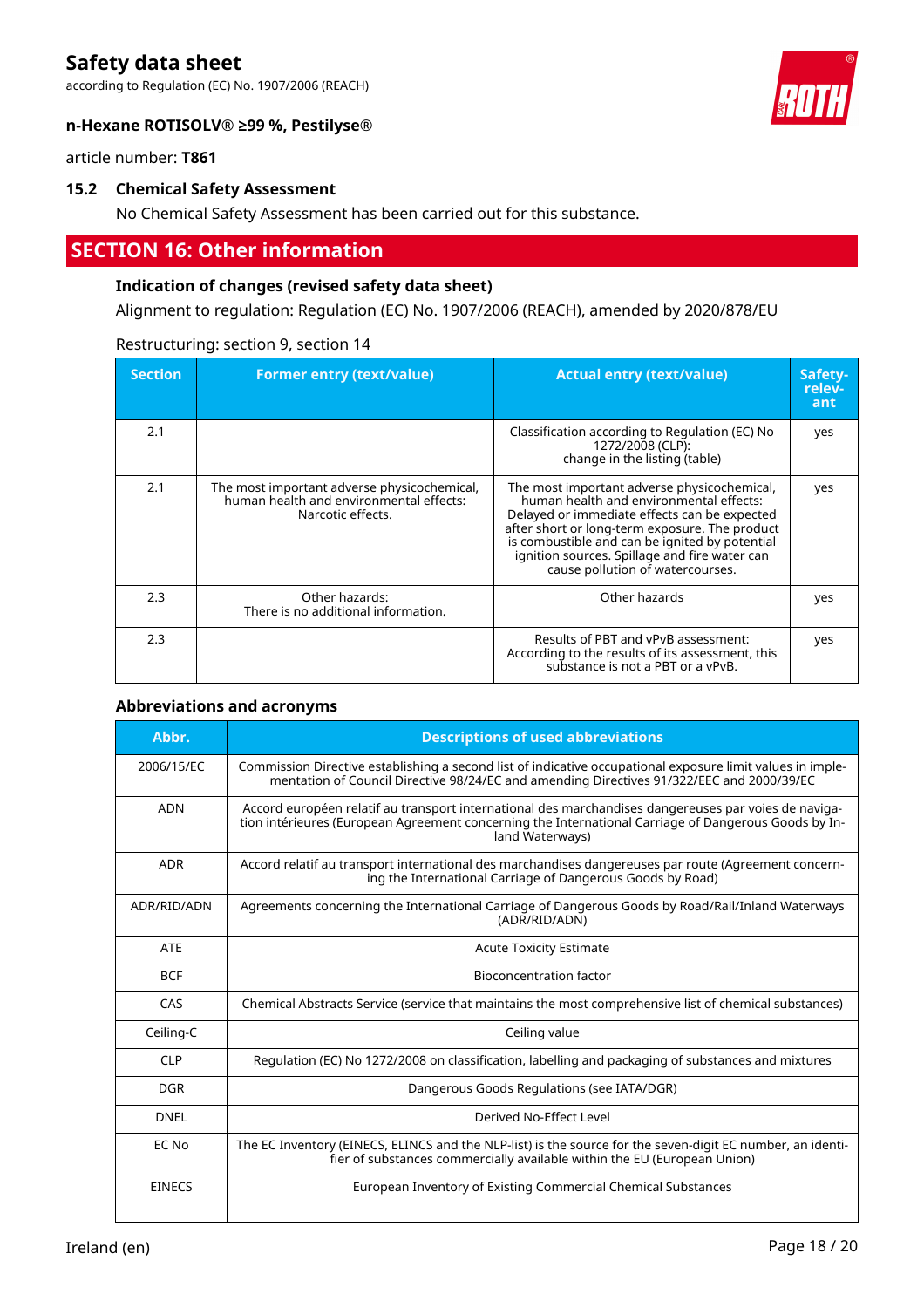### 15.2 Chemical Safety Assessment

No Chemical Safety Assessment has been carried out for this substance.

## SECTION 16: Other information

### Indication of changes (revised safety data sheet)

Alignment to regulation: Regulation (EC) No. 1907/2006 (REACH), amended by 2020/878/EU

Restructuring: section 9, section 14

| Section | Former entry (text/value) | Actual entry (text/value) | Safety-relevant |
|---|---|---|---|
| 2.1 | | Classification according to Regulation (EC) No 1272/2008 (CLP): change in the listing (table) | yes |
| 2.1 | The most important adverse physicochemical, human health and environmental effects: Narcotic effects. | The most important adverse physicochemical, human health and environmental effects: Delayed or immediate effects can be expected after short or long-term exposure. The product is combustible and can be ignited by potential ignition sources. Spillage and fire water can cause pollution of watercourses. | yes |
| 2.3 | Other hazards: There is no additional information. | Other hazards | yes |
| 2.3 | | Results of PBT and vPvB assessment: According to the results of its assessment, this substance is not a PBT or a vPvB. | yes |

### Abbreviations and acronyms

| Abbr. | Descriptions of used abbreviations |
|---|---|
| 2006/15/EC | Commission Directive establishing a second list of indicative occupational exposure limit values in implementation of Council Directive 98/24/EC and amending Directives 91/322/EEC and 2000/39/EC |
| ADN | Accord européen relatif au transport international des marchandises dangereuses par voies de navigation intérieures (European Agreement concerning the International Carriage of Dangerous Goods by Inland Waterways) |
| ADR | Accord relatif au transport international des marchandises dangereuses par route (Agreement concerning the International Carriage of Dangerous Goods by Road) |
| ADR/RID/ADN | Agreements concerning the International Carriage of Dangerous Goods by Road/Rail/Inland Waterways (ADR/RID/ADN) |
| ATE | Acute Toxicity Estimate |
| BCF | Bioconcentration factor |
| CAS | Chemical Abstracts Service (service that maintains the most comprehensive list of chemical substances) |
| Ceiling-C | Ceiling value |
| CLP | Regulation (EC) No 1272/2008 on classification, labelling and packaging of substances and mixtures |
| DGR | Dangerous Goods Regulations (see IATA/DGR) |
| DNEL | Derived No-Effect Level |
| EC No | The EC Inventory (EINECS, ELINCS and the NLP-list) is the source for the seven-digit EC number, an identifier of substances commercially available within the EU (European Union) |
| EINECS | European Inventory of Existing Commercial Chemical Substances |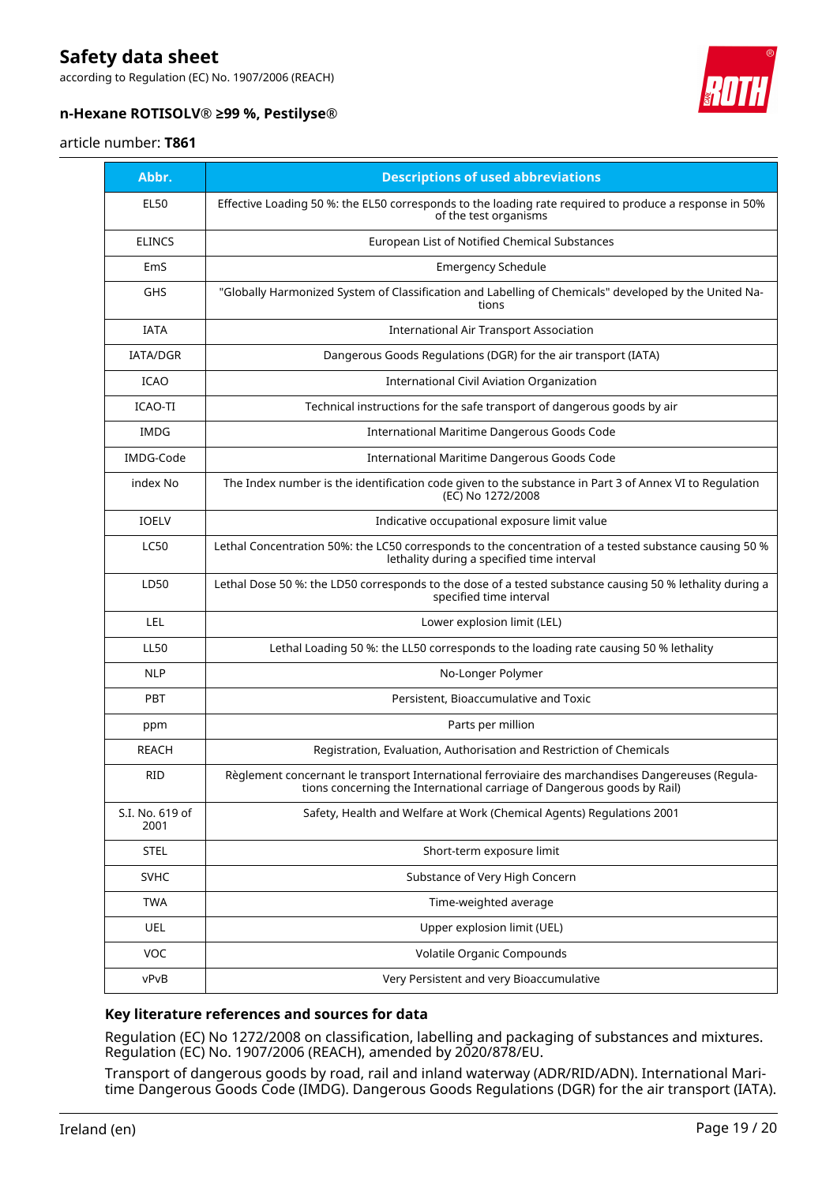| Abbr. | Descriptions of used abbreviations |
|---|---|
| EL50 | Effective Loading 50 %: the EL50 corresponds to the loading rate required to produce a response in 50% of the test organisms |
| ELINCS | European List of Notified Chemical Substances |
| EmS | Emergency Schedule |
| GHS | "Globally Harmonized System of Classification and Labelling of Chemicals" developed by the United Nations |
| IATA | International Air Transport Association |
| IATA/DGR | Dangerous Goods Regulations (DGR) for the air transport (IATA) |
| ICAO | International Civil Aviation Organization |
| ICAO-TI | Technical instructions for the safe transport of dangerous goods by air |
| IMDG | International Maritime Dangerous Goods Code |
| IMDG-Code | International Maritime Dangerous Goods Code |
| index No | The Index number is the identification code given to the substance in Part 3 of Annex VI to Regulation (EC) No 1272/2008 |
| IOELV | Indicative occupational exposure limit value |
| LC50 | Lethal Concentration 50%: the LC50 corresponds to the concentration of a tested substance causing 50 % lethality during a specified time interval |
| LD50 | Lethal Dose 50 %: the LD50 corresponds to the dose of a tested substance causing 50 % lethality during a specified time interval |
| LEL | Lower explosion limit (LEL) |
| LL50 | Lethal Loading 50 %: the LL50 corresponds to the loading rate causing 50 % lethality |
| NLP | No-Longer Polymer |
| PBT | Persistent, Bioaccumulative and Toxic |
| ppm | Parts per million |
| REACH | Registration, Evaluation, Authorisation and Restriction of Chemicals |
| RID | Règlement concernant le transport International ferroviaire des marchandises Dangereuses (Regulations concerning the International carriage of Dangerous goods by Rail) |
| S.I. No. 619 of 2001 | Safety, Health and Welfare at Work (Chemical Agents) Regulations 2001 |
| STEL | Short-term exposure limit |
| SVHC | Substance of Very High Concern |
| TWA | Time-weighted average |
| UEL | Upper explosion limit (UEL) |
| VOC | Volatile Organic Compounds |
| vPvB | Very Persistent and very Bioaccumulative |

### Key literature references and sources for data

Regulation (EC) No 1272/2008 on classification, labelling and packaging of substances and mixtures. Regulation (EC) No. 1907/2006 (REACH), amended by 2020/878/EU.

Transport of dangerous goods by road, rail and inland waterway (ADR/RID/ADN). International Maritime Dangerous Goods Code (IMDG). Dangerous Goods Regulations (DGR) for the air transport (IATA).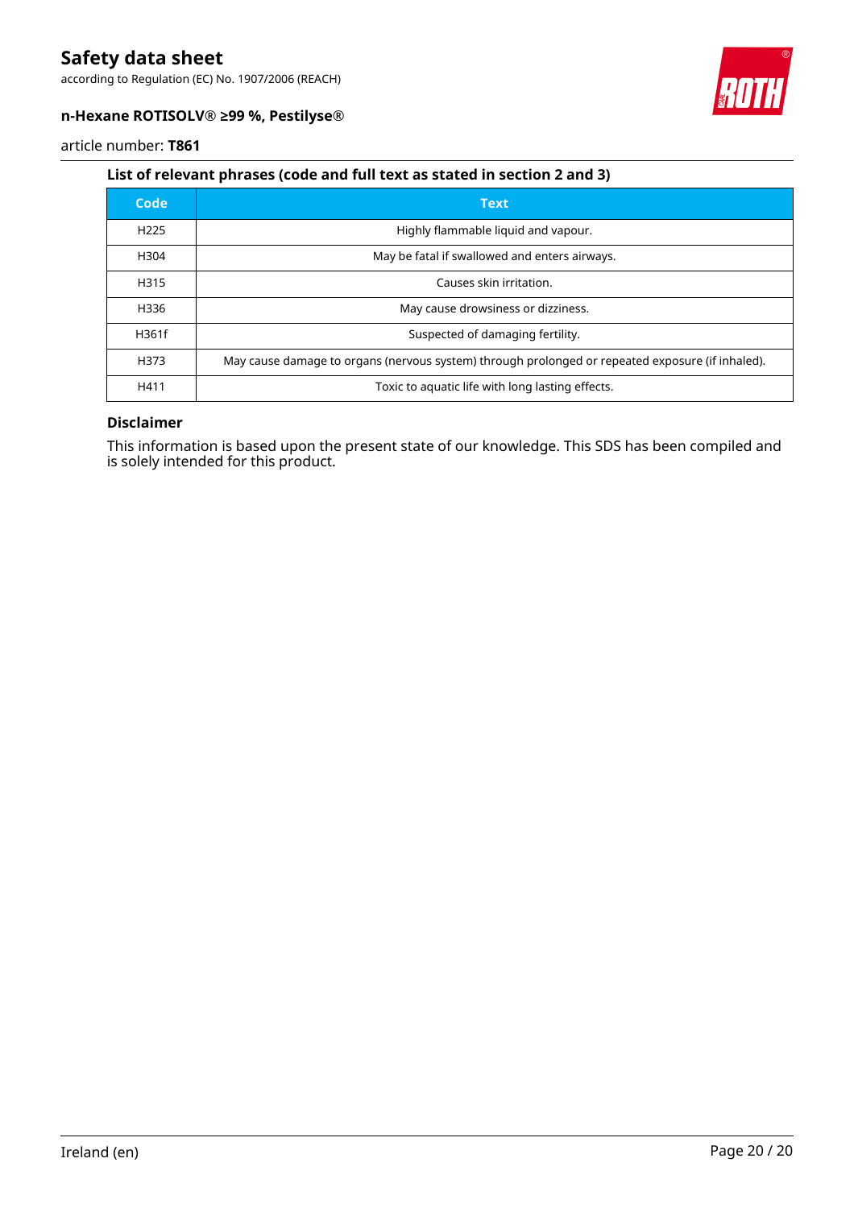### List of relevant phrases (code and full text as stated in section 2 and 3)

| Code | Text |
|---|---|
| H225 | Highly flammable liquid and vapour. |
| H304 | May be fatal if swallowed and enters airways. |
| H315 | Causes skin irritation. |
| H336 | May cause drowsiness or dizziness. |
| H361f | Suspected of damaging fertility. |
| H373 | May cause damage to organs (nervous system) through prolonged or repeated exposure (if inhaled). |
| H411 | Toxic to aquatic life with long lasting effects. |

### Disclaimer

This information is based upon the present state of our knowledge. This SDS has been compiled and is solely intended for this product.